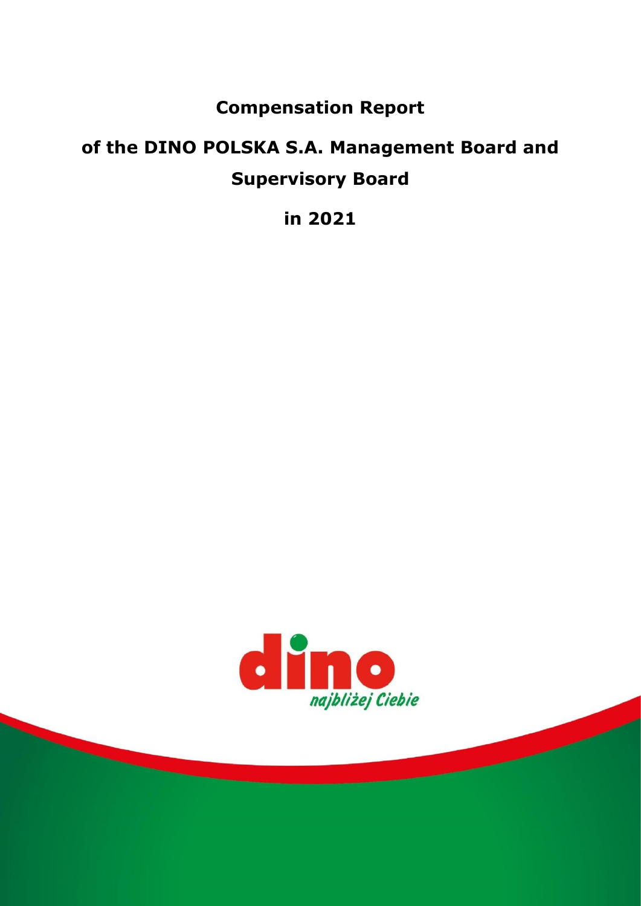# Compensation Report

# of the DINO POLSKA S.A. Management Board and Supervisory Board

# in 2021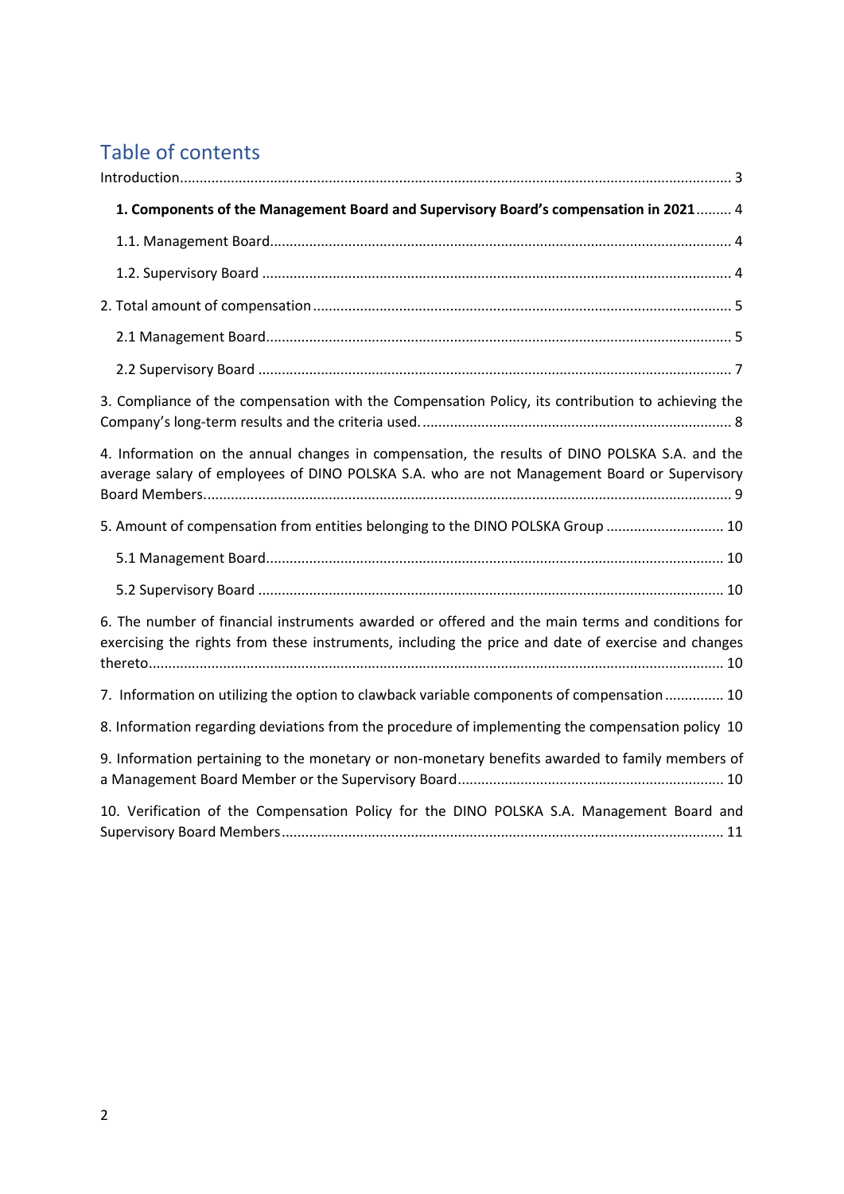# Table of contents

Introduction ... 3

**1. Components of the Management Board and Supervisory Board's compensation in 2021** ... 4

- 1.1. Management Board ... 4
- 1.2. Supervisory Board ... 4

2. Total amount of compensation ... 5

- 2.1 Management Board ... 5
- 2.2 Supervisory Board ... 7

3. Compliance of the compensation with the Compensation Policy, its contribution to achieving the Company's long-term results and the criteria used. ... 8

4. Information on the annual changes in compensation, the results of DINO POLSKA S.A. and the average salary of employees of DINO POLSKA S.A. who are not Management Board or Supervisory Board Members ... 9

5. Amount of compensation from entities belonging to the DINO POLSKA Group ... 10

- 5.1 Management Board ... 10
- 5.2 Supervisory Board ... 10

6. The number of financial instruments awarded or offered and the main terms and conditions for exercising the rights from these instruments, including the price and date of exercise and changes thereto ... 10

7. Information on utilizing the option to clawback variable components of compensation ... 10

8. Information regarding deviations from the procedure of implementing the compensation policy ... 10

9. Information pertaining to the monetary or non-monetary benefits awarded to family members of a Management Board Member or the Supervisory Board ... 10

10. Verification of the Compensation Policy for the DINO POLSKA S.A. Management Board and Supervisory Board Members ... 11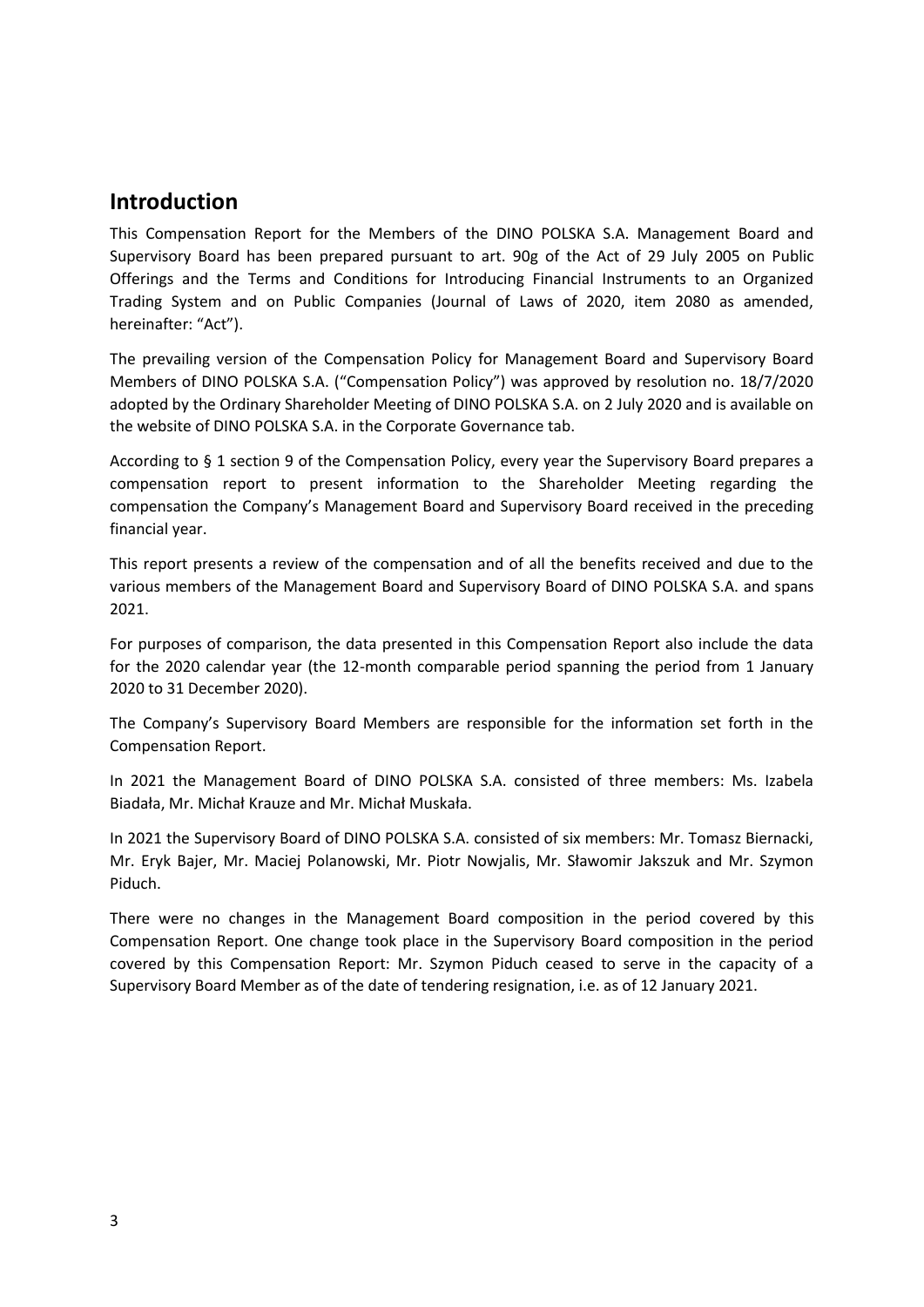## Introduction

This Compensation Report for the Members of the DINO POLSKA S.A. Management Board and Supervisory Board has been prepared pursuant to art. 90g of the Act of 29 July 2005 on Public Offerings and the Terms and Conditions for Introducing Financial Instruments to an Organized Trading System and on Public Companies (Journal of Laws of 2020, item 2080 as amended, hereinafter: "Act").

The prevailing version of the Compensation Policy for Management Board and Supervisory Board Members of DINO POLSKA S.A. ("Compensation Policy") was approved by resolution no. 18/7/2020 adopted by the Ordinary Shareholder Meeting of DINO POLSKA S.A. on 2 July 2020 and is available on the website of DINO POLSKA S.A. in the Corporate Governance tab.

According to § 1 section 9 of the Compensation Policy, every year the Supervisory Board prepares a compensation report to present information to the Shareholder Meeting regarding the compensation the Company's Management Board and Supervisory Board received in the preceding financial year.

This report presents a review of the compensation and of all the benefits received and due to the various members of the Management Board and Supervisory Board of DINO POLSKA S.A. and spans 2021.

For purposes of comparison, the data presented in this Compensation Report also include the data for the 2020 calendar year (the 12-month comparable period spanning the period from 1 January 2020 to 31 December 2020).

The Company's Supervisory Board Members are responsible for the information set forth in the Compensation Report.

In 2021 the Management Board of DINO POLSKA S.A. consisted of three members: Ms. Izabela Biadała, Mr. Michał Krauze and Mr. Michał Muskała.

In 2021 the Supervisory Board of DINO POLSKA S.A. consisted of six members: Mr. Tomasz Biernacki, Mr. Eryk Bajer, Mr. Maciej Polanowski, Mr. Piotr Nowjalis, Mr. Sławomir Jakszuk and Mr. Szymon Piduch.

There were no changes in the Management Board composition in the period covered by this Compensation Report. One change took place in the Supervisory Board composition in the period covered by this Compensation Report: Mr. Szymon Piduch ceased to serve in the capacity of a Supervisory Board Member as of the date of tendering resignation, i.e. as of 12 January 2021.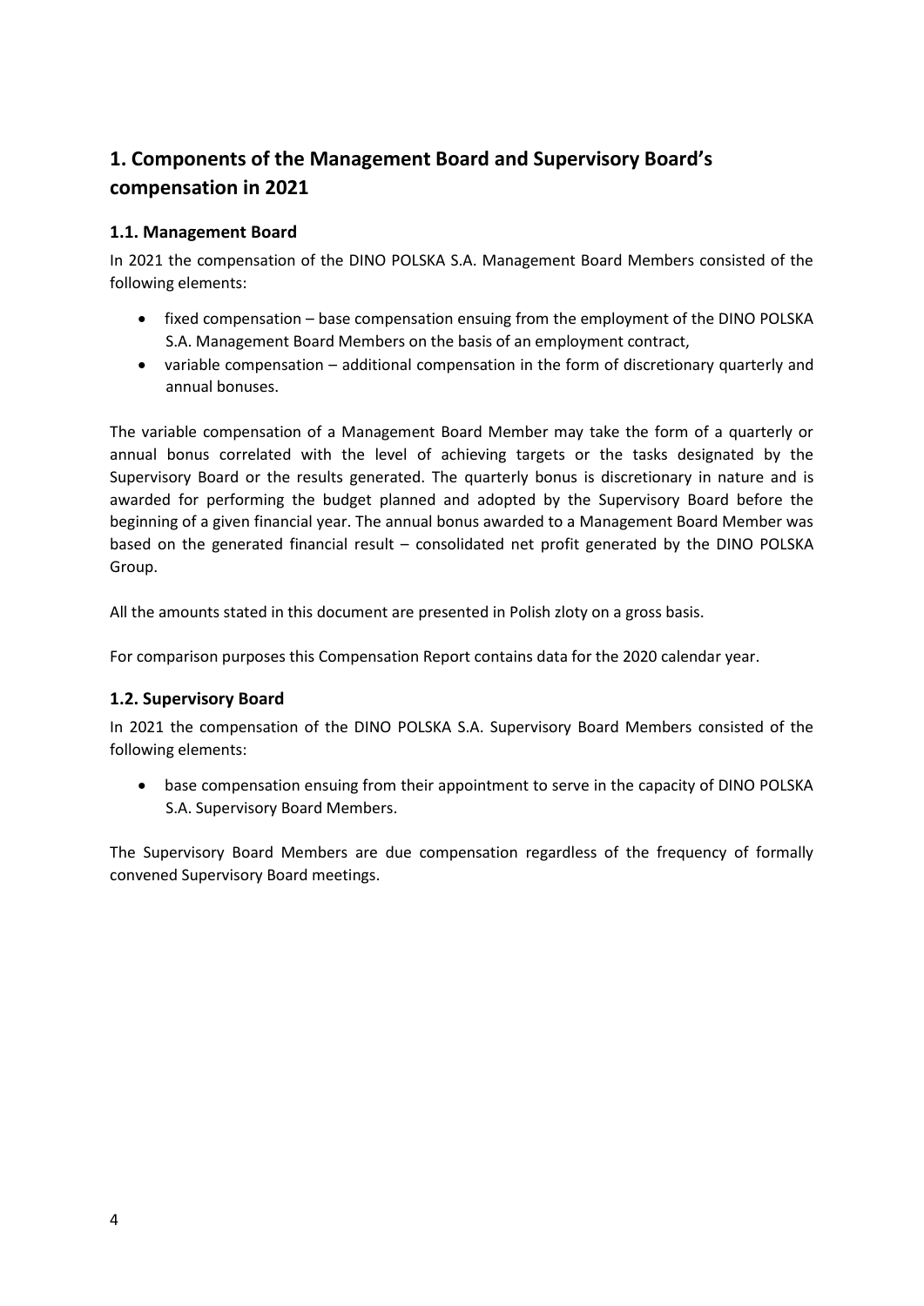# 1. Components of the Management Board and Supervisory Board's compensation in 2021

## 1.1. Management Board

In 2021 the compensation of the DINO POLSKA S.A. Management Board Members consisted of the following elements:

- fixed compensation – base compensation ensuing from the employment of the DINO POLSKA S.A. Management Board Members on the basis of an employment contract,
- variable compensation – additional compensation in the form of discretionary quarterly and annual bonuses.

The variable compensation of a Management Board Member may take the form of a quarterly or annual bonus correlated with the level of achieving targets or the tasks designated by the Supervisory Board or the results generated. The quarterly bonus is discretionary in nature and is awarded for performing the budget planned and adopted by the Supervisory Board before the beginning of a given financial year. The annual bonus awarded to a Management Board Member was based on the generated financial result – consolidated net profit generated by the DINO POLSKA Group.

All the amounts stated in this document are presented in Polish zloty on a gross basis.

For comparison purposes this Compensation Report contains data for the 2020 calendar year.

## 1.2. Supervisory Board

In 2021 the compensation of the DINO POLSKA S.A. Supervisory Board Members consisted of the following elements:

- base compensation ensuing from their appointment to serve in the capacity of DINO POLSKA S.A. Supervisory Board Members.

The Supervisory Board Members are due compensation regardless of the frequency of formally convened Supervisory Board meetings.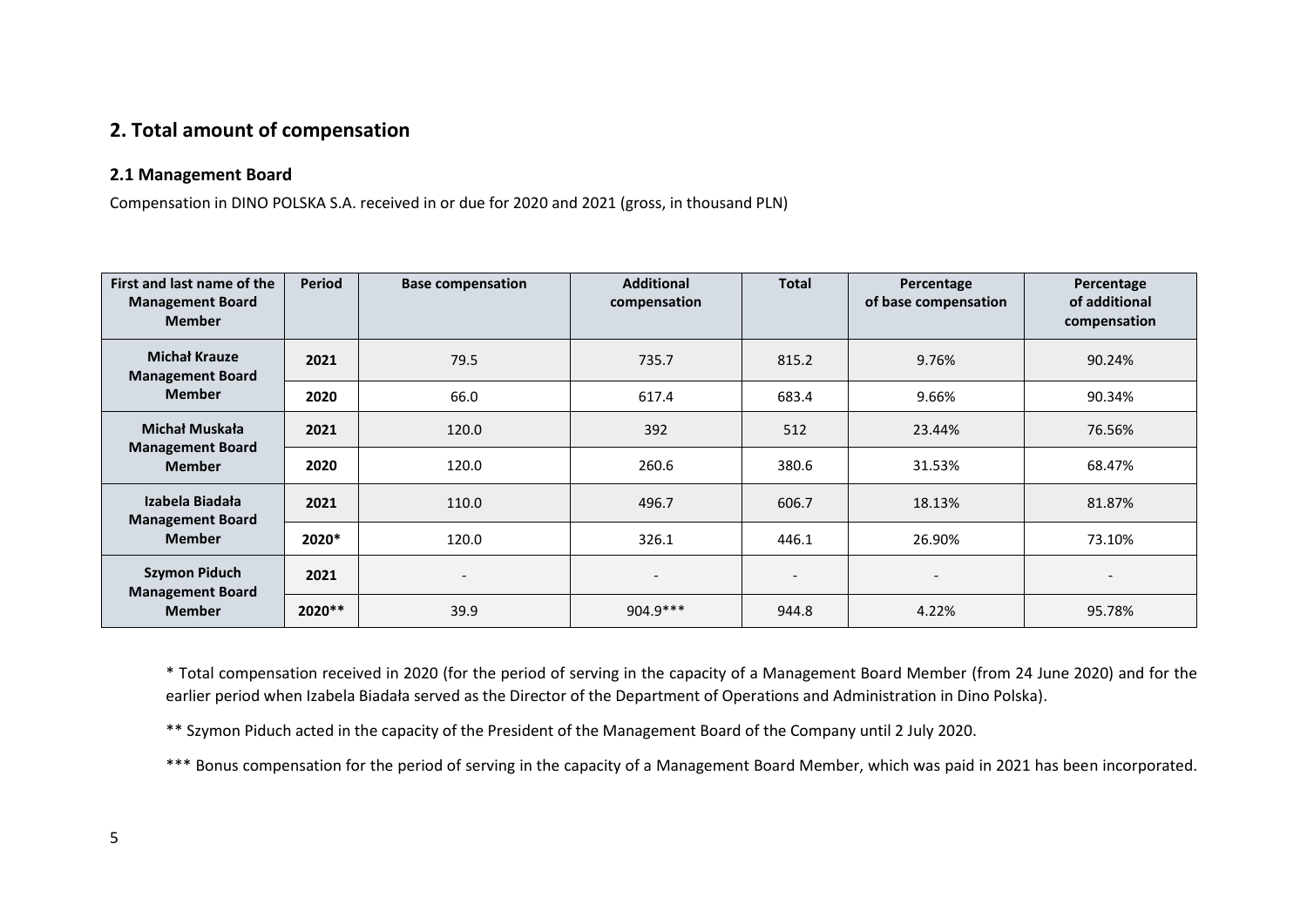## 2. Total amount of compensation

### 2.1 Management Board

Compensation in DINO POLSKA S.A. received in or due for 2020 and 2021 (gross, in thousand PLN)

| First and last name of the Management Board Member | Period | Base compensation | Additional compensation | Total | Percentage of base compensation | Percentage of additional compensation |
|---|---|---|---|---|---|---|
| Michał Krauze Management Board Member | 2021 | 79.5 | 735.7 | 815.2 | 9.76% | 90.24% |
| | 2020 | 66.0 | 617.4 | 683.4 | 9.66% | 90.34% |
| Michał Muskała Management Board Member | 2021 | 120.0 | 392 | 512 | 23.44% | 76.56% |
| | 2020 | 120.0 | 260.6 | 380.6 | 31.53% | 68.47% |
| Izabela Biadała Management Board Member | 2021 | 110.0 | 496.7 | 606.7 | 18.13% | 81.87% |
| | 2020* | 120.0 | 326.1 | 446.1 | 26.90% | 73.10% |
| Szymon Piduch Management Board Member | 2021 | - | - | - | - | - |
| | 2020** | 39.9 | 904.9*** | 944.8 | 4.22% | 95.78% |

* Total compensation received in 2020 (for the period of serving in the capacity of a Management Board Member (from 24 June 2020) and for the earlier period when Izabela Biadała served as the Director of the Department of Operations and Administration in Dino Polska).

** Szymon Piduch acted in the capacity of the President of the Management Board of the Company until 2 July 2020.

*** Bonus compensation for the period of serving in the capacity of a Management Board Member, which was paid in 2021 has been incorporated.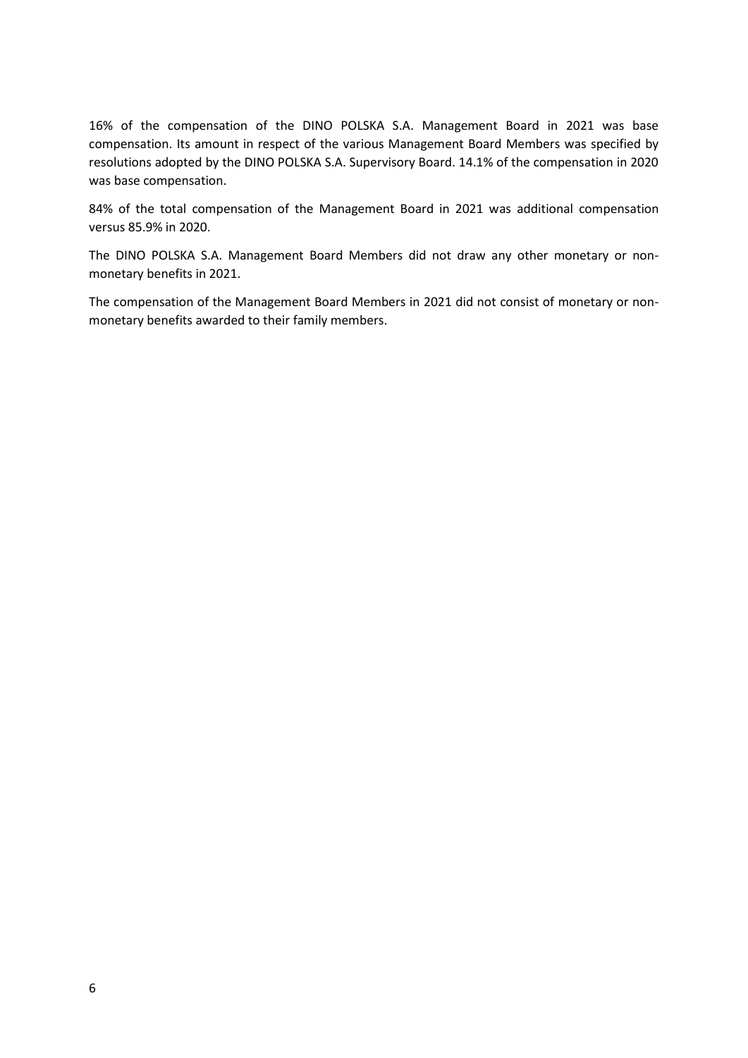16% of the compensation of the DINO POLSKA S.A. Management Board in 2021 was base compensation. Its amount in respect of the various Management Board Members was specified by resolutions adopted by the DINO POLSKA S.A. Supervisory Board. 14.1% of the compensation in 2020 was base compensation.

84% of the total compensation of the Management Board in 2021 was additional compensation versus 85.9% in 2020.

The DINO POLSKA S.A. Management Board Members did not draw any other monetary or non-monetary benefits in 2021.

The compensation of the Management Board Members in 2021 did not consist of monetary or non-monetary benefits awarded to their family members.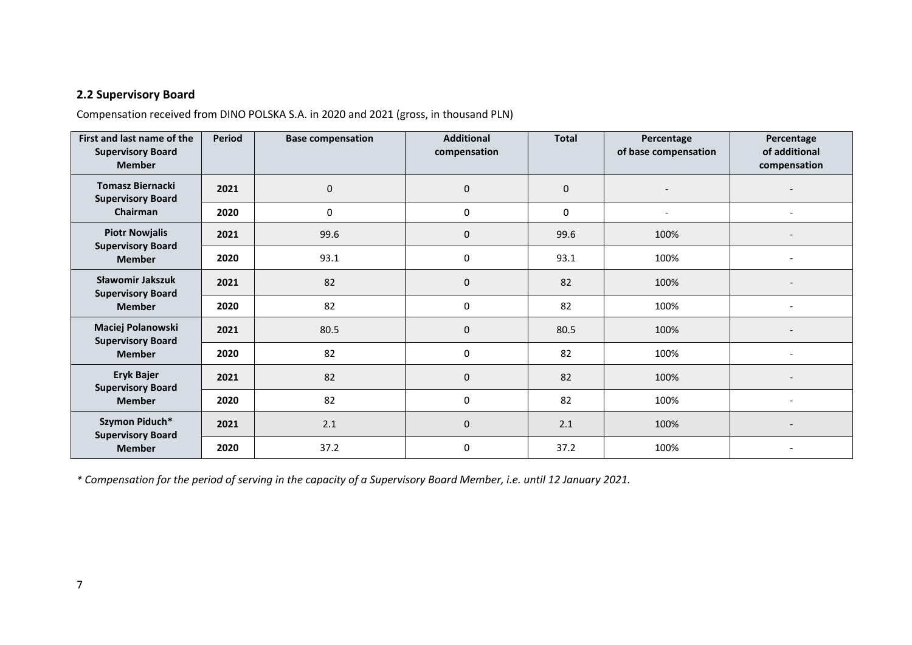### 2.2 Supervisory Board

Compensation received from DINO POLSKA S.A. in 2020 and 2021 (gross, in thousand PLN)

| First and last name of the Supervisory Board Member | Period | Base compensation | Additional compensation | Total | Percentage of base compensation | Percentage of additional compensation |
|---|---|---|---|---|---|---|
| **Tomasz Biernacki Supervisory Board Chairman** | **2021** | 0 | 0 | 0 | - | - |
| | **2020** | 0 | 0 | 0 | - | - |
| **Piotr Nowjalis Supervisory Board Member** | **2021** | 99.6 | 0 | 99.6 | 100% | - |
| | **2020** | 93.1 | 0 | 93.1 | 100% | - |
| **Sławomir Jakszuk Supervisory Board Member** | **2021** | 82 | 0 | 82 | 100% | - |
| | **2020** | 82 | 0 | 82 | 100% | - |
| **Maciej Polanowski Supervisory Board Member** | **2021** | 80.5 | 0 | 80.5 | 100% | - |
| | **2020** | 82 | 0 | 82 | 100% | - |
| **Eryk Bajer Supervisory Board Member** | **2021** | 82 | 0 | 82 | 100% | - |
| | **2020** | 82 | 0 | 82 | 100% | - |
| **Szymon Piduch* Supervisory Board Member** | **2021** | 2.1 | 0 | 2.1 | 100% | - |
| | **2020** | 37.2 | 0 | 37.2 | 100% | - |

*\* Compensation for the period of serving in the capacity of a Supervisory Board Member, i.e. until 12 January 2021.*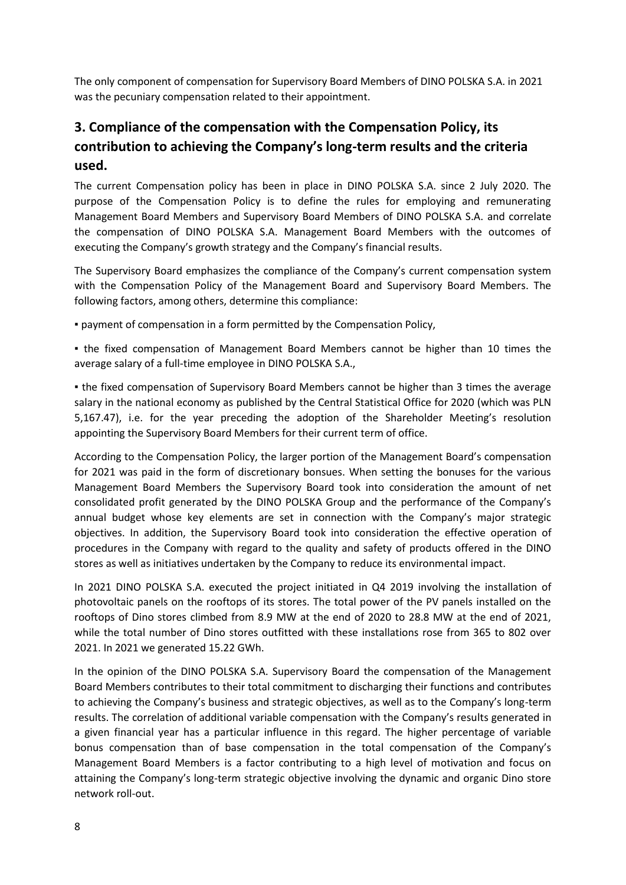The only component of compensation for Supervisory Board Members of DINO POLSKA S.A. in 2021 was the pecuniary compensation related to their appointment.

## 3. Compliance of the compensation with the Compensation Policy, its contribution to achieving the Company's long-term results and the criteria used.

The current Compensation policy has been in place in DINO POLSKA S.A. since 2 July 2020. The purpose of the Compensation Policy is to define the rules for employing and remunerating Management Board Members and Supervisory Board Members of DINO POLSKA S.A. and correlate the compensation of DINO POLSKA S.A. Management Board Members with the outcomes of executing the Company's growth strategy and the Company's financial results.

The Supervisory Board emphasizes the compliance of the Company's current compensation system with the Compensation Policy of the Management Board and Supervisory Board Members. The following factors, among others, determine this compliance:

- payment of compensation in a form permitted by the Compensation Policy,
- the fixed compensation of Management Board Members cannot be higher than 10 times the average salary of a full-time employee in DINO POLSKA S.A.,
- the fixed compensation of Supervisory Board Members cannot be higher than 3 times the average salary in the national economy as published by the Central Statistical Office for 2020 (which was PLN 5,167.47), i.e. for the year preceding the adoption of the Shareholder Meeting's resolution appointing the Supervisory Board Members for their current term of office.

According to the Compensation Policy, the larger portion of the Management Board's compensation for 2021 was paid in the form of discretionary bonsues. When setting the bonuses for the various Management Board Members the Supervisory Board took into consideration the amount of net consolidated profit generated by the DINO POLSKA Group and the performance of the Company's annual budget whose key elements are set in connection with the Company's major strategic objectives. In addition, the Supervisory Board took into consideration the effective operation of procedures in the Company with regard to the quality and safety of products offered in the DINO stores as well as initiatives undertaken by the Company to reduce its environmental impact.

In 2021 DINO POLSKA S.A. executed the project initiated in Q4 2019 involving the installation of photovoltaic panels on the rooftops of its stores. The total power of the PV panels installed on the rooftops of Dino stores climbed from 8.9 MW at the end of 2020 to 28.8 MW at the end of 2021, while the total number of Dino stores outfitted with these installations rose from 365 to 802 over 2021. In 2021 we generated 15.22 GWh.

In the opinion of the DINO POLSKA S.A. Supervisory Board the compensation of the Management Board Members contributes to their total commitment to discharging their functions and contributes to achieving the Company's business and strategic objectives, as well as to the Company's long-term results. The correlation of additional variable compensation with the Company's results generated in a given financial year has a particular influence in this regard. The higher percentage of variable bonus compensation than of base compensation in the total compensation of the Company's Management Board Members is a factor contributing to a high level of motivation and focus on attaining the Company's long-term strategic objective involving the dynamic and organic Dino store network roll-out.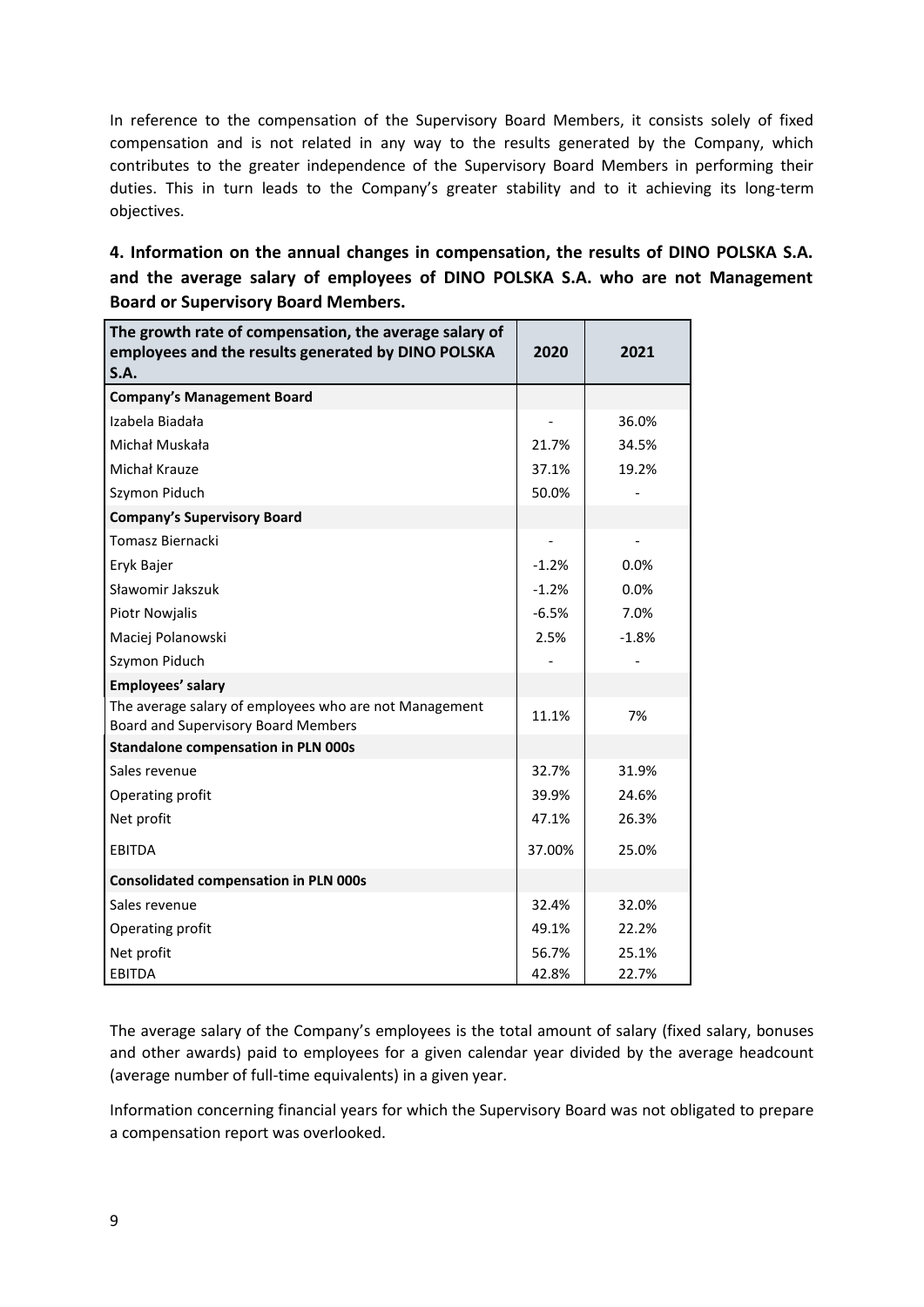In reference to the compensation of the Supervisory Board Members, it consists solely of fixed compensation and is not related in any way to the results generated by the Company, which contributes to the greater independence of the Supervisory Board Members in performing their duties. This in turn leads to the Company's greater stability and to it achieving its long-term objectives.

## 4. Information on the annual changes in compensation, the results of DINO POLSKA S.A. and the average salary of employees of DINO POLSKA S.A. who are not Management Board or Supervisory Board Members.

| The growth rate of compensation, the average salary of employees and the results generated by DINO POLSKA S.A. | 2020 | 2021 |
|---|---|---|
| **Company's Management Board** | | |
| Izabela Biadała | - | 36.0% |
| Michał Muskała | 21.7% | 34.5% |
| Michał Krauze | 37.1% | 19.2% |
| Szymon Piduch | 50.0% | - |
| **Company's Supervisory Board** | | |
| Tomasz Biernacki | - | - |
| Eryk Bajer | -1.2% | 0.0% |
| Sławomir Jakszuk | -1.2% | 0.0% |
| Piotr Nowjalis | -6.5% | 7.0% |
| Maciej Polanowski | 2.5% | -1.8% |
| Szymon Piduch | - | - |
| **Employees' salary** | | |
| The average salary of employees who are not Management Board and Supervisory Board Members | 11.1% | 7% |
| **Standalone compensation in PLN 000s** | | |
| Sales revenue | 32.7% | 31.9% |
| Operating profit | 39.9% | 24.6% |
| Net profit | 47.1% | 26.3% |
| EBITDA | 37.00% | 25.0% |
| **Consolidated compensation in PLN 000s** | | |
| Sales revenue | 32.4% | 32.0% |
| Operating profit | 49.1% | 22.2% |
| Net profit | 56.7% | 25.1% |
| EBITDA | 42.8% | 22.7% |

The average salary of the Company's employees is the total amount of salary (fixed salary, bonuses and other awards) paid to employees for a given calendar year divided by the average headcount (average number of full-time equivalents) in a given year.

Information concerning financial years for which the Supervisory Board was not obligated to prepare a compensation report was overlooked.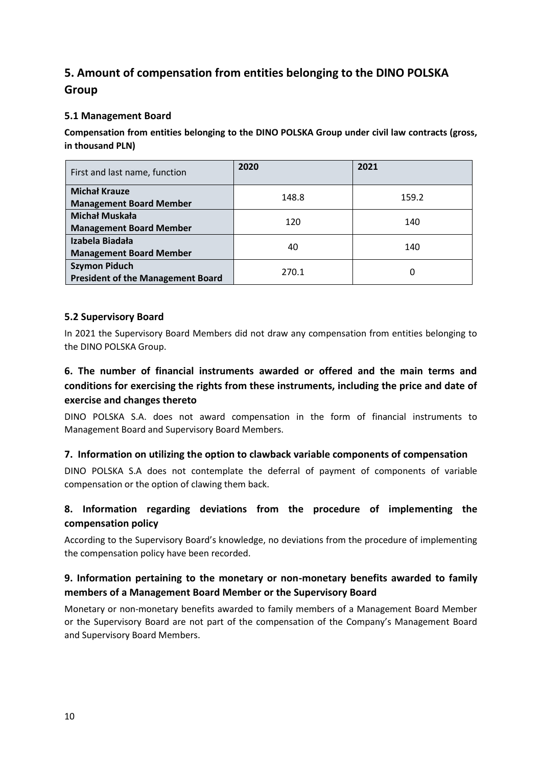## 5. Amount of compensation from entities belonging to the DINO POLSKA Group

### 5.1 Management Board

**Compensation from entities belonging to the DINO POLSKA Group under civil law contracts (gross, in thousand PLN)**

| First and last name, function | 2020 | 2021 |
|---|---|---|
| **Michał Krauze**<br>**Management Board Member** | 148.8 | 159.2 |
| **Michał Muskała**<br>**Management Board Member** | 120 | 140 |
| **Izabela Biadała**<br>**Management Board Member** | 40 | 140 |
| **Szymon Piduch**<br>**President of the Management Board** | 270.1 | 0 |

### 5.2 Supervisory Board

In 2021 the Supervisory Board Members did not draw any compensation from entities belonging to the DINO POLSKA Group.

## 6. The number of financial instruments awarded or offered and the main terms and conditions for exercising the rights from these instruments, including the price and date of exercise and changes thereto

DINO POLSKA S.A. does not award compensation in the form of financial instruments to Management Board and Supervisory Board Members.

## 7. Information on utilizing the option to clawback variable components of compensation

DINO POLSKA S.A does not contemplate the deferral of payment of components of variable compensation or the option of clawing them back.

## 8. Information regarding deviations from the procedure of implementing the compensation policy

According to the Supervisory Board's knowledge, no deviations from the procedure of implementing the compensation policy have been recorded.

## 9. Information pertaining to the monetary or non-monetary benefits awarded to family members of a Management Board Member or the Supervisory Board

Monetary or non-monetary benefits awarded to family members of a Management Board Member or the Supervisory Board are not part of the compensation of the Company's Management Board and Supervisory Board Members.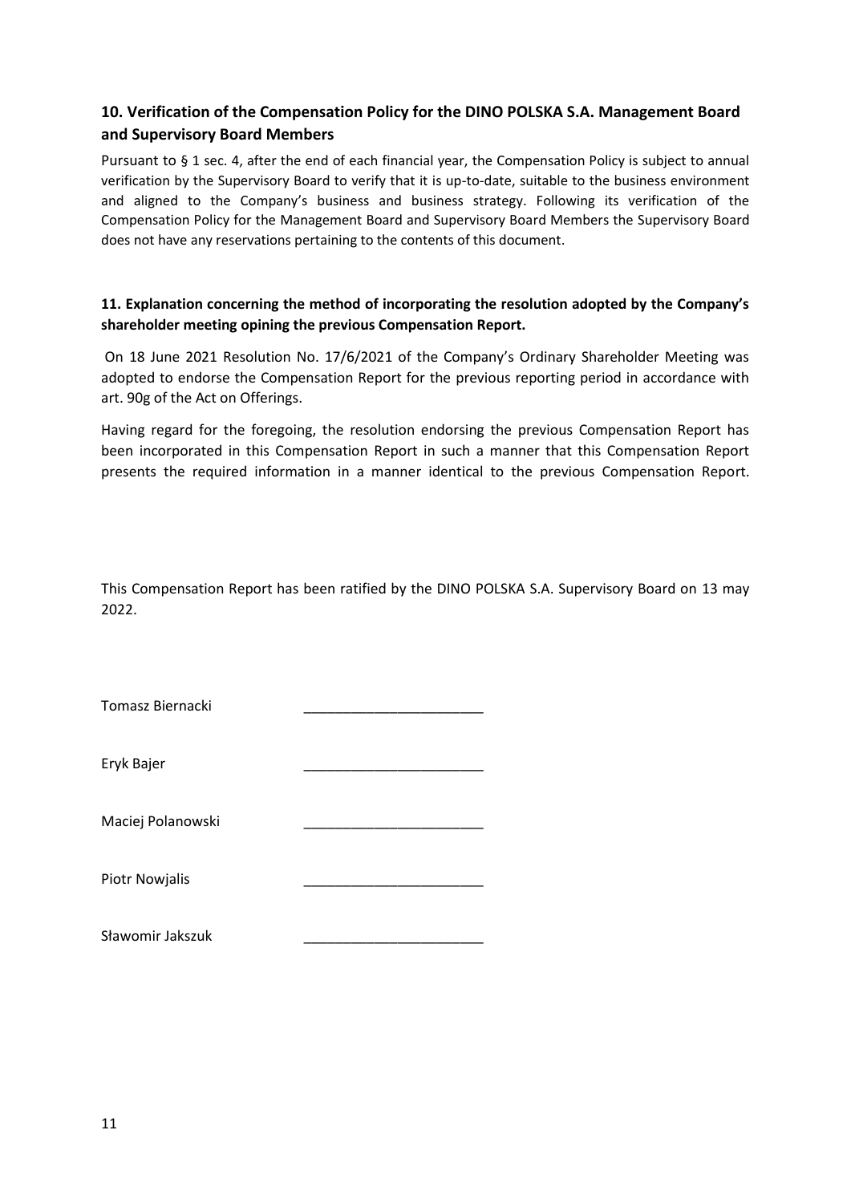## 10. Verification of the Compensation Policy for the DINO POLSKA S.A. Management Board and Supervisory Board Members

Pursuant to § 1 sec. 4, after the end of each financial year, the Compensation Policy is subject to annual verification by the Supervisory Board to verify that it is up-to-date, suitable to the business environment and aligned to the Company's business and business strategy. Following its verification of the Compensation Policy for the Management Board and Supervisory Board Members the Supervisory Board does not have any reservations pertaining to the contents of this document.

## 11. Explanation concerning the method of incorporating the resolution adopted by the Company's shareholder meeting opining the previous Compensation Report.

On 18 June 2021 Resolution No. 17/6/2021 of the Company's Ordinary Shareholder Meeting was adopted to endorse the Compensation Report for the previous reporting period in accordance with art. 90g of the Act on Offerings.

Having regard for the foregoing, the resolution endorsing the previous Compensation Report has been incorporated in this Compensation Report in such a manner that this Compensation Report presents the required information in a manner identical to the previous Compensation Report.

This Compensation Report has been ratified by the DINO POLSKA S.A. Supervisory Board on 13 may 2022.

Tomasz Biernacki _______________________

Eryk Bajer _______________________

Maciej Polanowski _______________________

Piotr Nowjalis _______________________

Sławomir Jakszuk _______________________